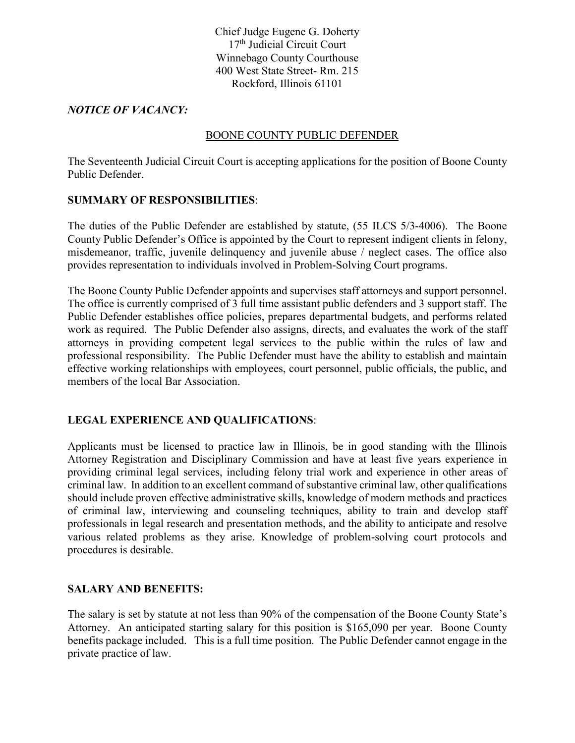Chief Judge Eugene G. Doherty
17th Judicial Circuit Court
Winnebago County Courthouse
400 West State Street- Rm. 215
Rockford, Illinois 61101

***NOTICE OF VACANCY:***

BOONE COUNTY PUBLIC DEFENDER

The Seventeenth Judicial Circuit Court is accepting applications for the position of Boone County Public Defender.

**SUMMARY OF RESPONSIBILITIES**:

The duties of the Public Defender are established by statute, (55 ILCS 5/3-4006). The Boone County Public Defender's Office is appointed by the Court to represent indigent clients in felony, misdemeanor, traffic, juvenile delinquency and juvenile abuse / neglect cases. The office also provides representation to individuals involved in Problem-Solving Court programs.

The Boone County Public Defender appoints and supervises staff attorneys and support personnel. The office is currently comprised of 3 full time assistant public defenders and 3 support staff. The Public Defender establishes office policies, prepares departmental budgets, and performs related work as required. The Public Defender also assigns, directs, and evaluates the work of the staff attorneys in providing competent legal services to the public within the rules of law and professional responsibility. The Public Defender must have the ability to establish and maintain effective working relationships with employees, court personnel, public officials, the public, and members of the local Bar Association.

**LEGAL EXPERIENCE AND QUALIFICATIONS**:

Applicants must be licensed to practice law in Illinois, be in good standing with the Illinois Attorney Registration and Disciplinary Commission and have at least five years experience in providing criminal legal services, including felony trial work and experience in other areas of criminal law. In addition to an excellent command of substantive criminal law, other qualifications should include proven effective administrative skills, knowledge of modern methods and practices of criminal law, interviewing and counseling techniques, ability to train and develop staff professionals in legal research and presentation methods, and the ability to anticipate and resolve various related problems as they arise. Knowledge of problem-solving court protocols and procedures is desirable.

**SALARY AND BENEFITS:**

The salary is set by statute at not less than 90% of the compensation of the Boone County State's Attorney. An anticipated starting salary for this position is $165,090 per year. Boone County benefits package included. This is a full time position. The Public Defender cannot engage in the private practice of law.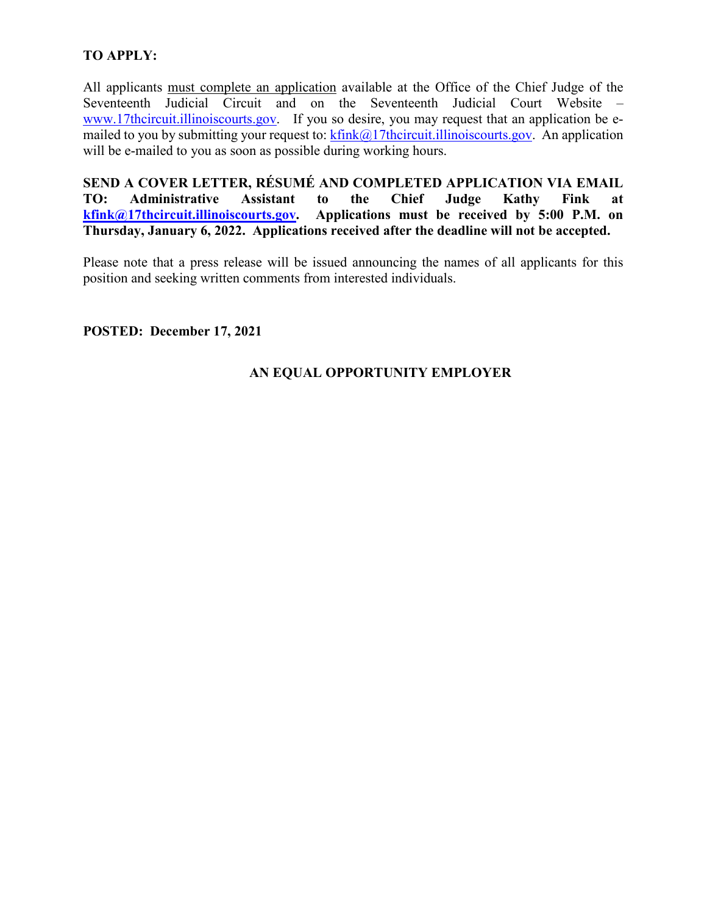**TO APPLY:**

All applicants must complete an application available at the Office of the Chief Judge of the Seventeenth Judicial Circuit and on the Seventeenth Judicial Court Website – www.17thcircuit.illinoiscourts.gov. If you so desire, you may request that an application be e-mailed to you by submitting your request to: kfink@17thcircuit.illinoiscourts.gov. An application will be e-mailed to you as soon as possible during working hours.

**SEND A COVER LETTER, RÉSUMÉ AND COMPLETED APPLICATION VIA EMAIL TO: Administrative Assistant to the Chief Judge Kathy Fink at kfink@17thcircuit.illinoiscourts.gov. Applications must be received by 5:00 P.M. on Thursday, January 6, 2022. Applications received after the deadline will not be accepted.**

Please note that a press release will be issued announcing the names of all applicants for this position and seeking written comments from interested individuals.

**POSTED: December 17, 2021**

**AN EQUAL OPPORTUNITY EMPLOYER**